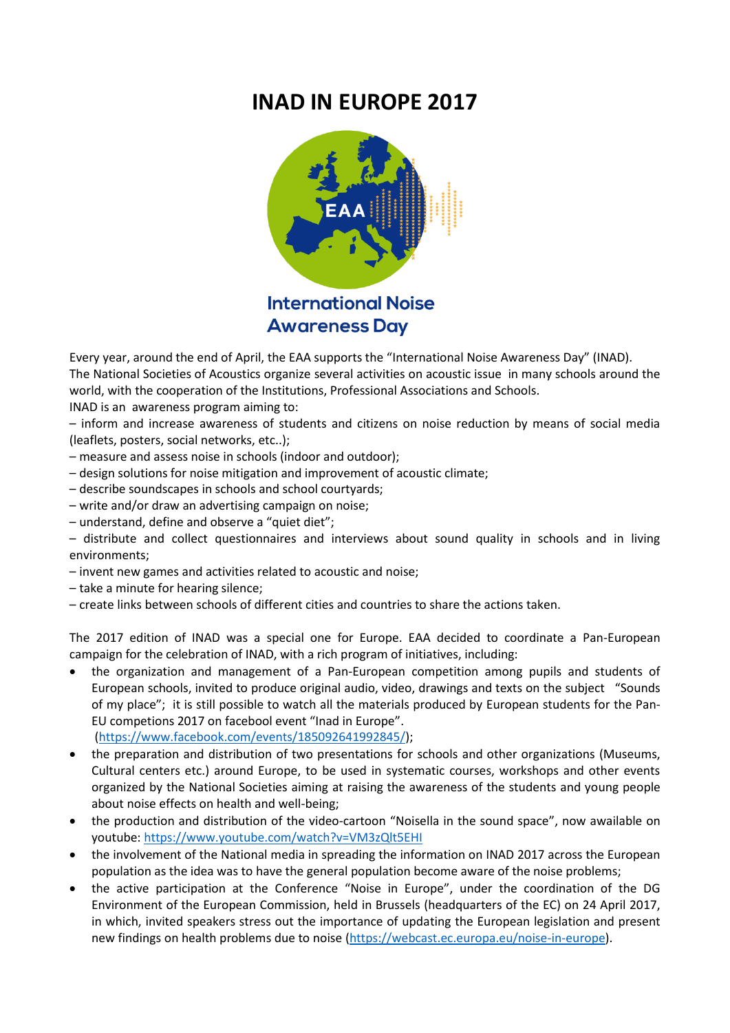# INAD IN EUROPE 2017

International Noise
Awareness Day

Every year, around the end of April, the EAA supports the "International Noise Awareness Day" (INAD).
The National Societies of Acoustics organize several activities on acoustic issue in many schools around the world, with the cooperation of the Institutions, Professional Associations and Schools.
INAD is an awareness program aiming to:

– inform and increase awareness of students and citizens on noise reduction by means of social media (leaflets, posters, social networks, etc..);
– measure and assess noise in schools (indoor and outdoor);
– design solutions for noise mitigation and improvement of acoustic climate;
– describe soundscapes in schools and school courtyards;
– write and/or draw an advertising campaign on noise;
– understand, define and observe a "quiet diet";
– distribute and collect questionnaires and interviews about sound quality in schools and in living environments;
– invent new games and activities related to acoustic and noise;
– take a minute for hearing silence;
– create links between schools of different cities and countries to share the actions taken.

The 2017 edition of INAD was a special one for Europe. EAA decided to coordinate a Pan-European campaign for the celebration of INAD, with a rich program of initiatives, including:

- the organization and management of a Pan-European competition among pupils and students of European schools, invited to produce original audio, video, drawings and texts on the subject "Sounds of my place"; it is still possible to watch all the materials produced by European students for the Pan-EU competions 2017 on facebool event "Inad in Europe". (https://www.facebook.com/events/185092641992845/);
- the preparation and distribution of two presentations for schools and other organizations (Museums, Cultural centers etc.) around Europe, to be used in systematic courses, workshops and other events organized by the National Societies aiming at raising the awareness of the students and young people about noise effects on health and well-being;
- the production and distribution of the video-cartoon "Noisella in the sound space", now awailable on youtube: https://www.youtube.com/watch?v=VM3zQlt5EHI
- the involvement of the National media in spreading the information on INAD 2017 across the European population as the idea was to have the general population become aware of the noise problems;
- the active participation at the Conference "Noise in Europe", under the coordination of the DG Environment of the European Commission, held in Brussels (headquarters of the EC) on 24 April 2017, in which, invited speakers stress out the importance of updating the European legislation and present new findings on health problems due to noise (https://webcast.ec.europa.eu/noise-in-europe).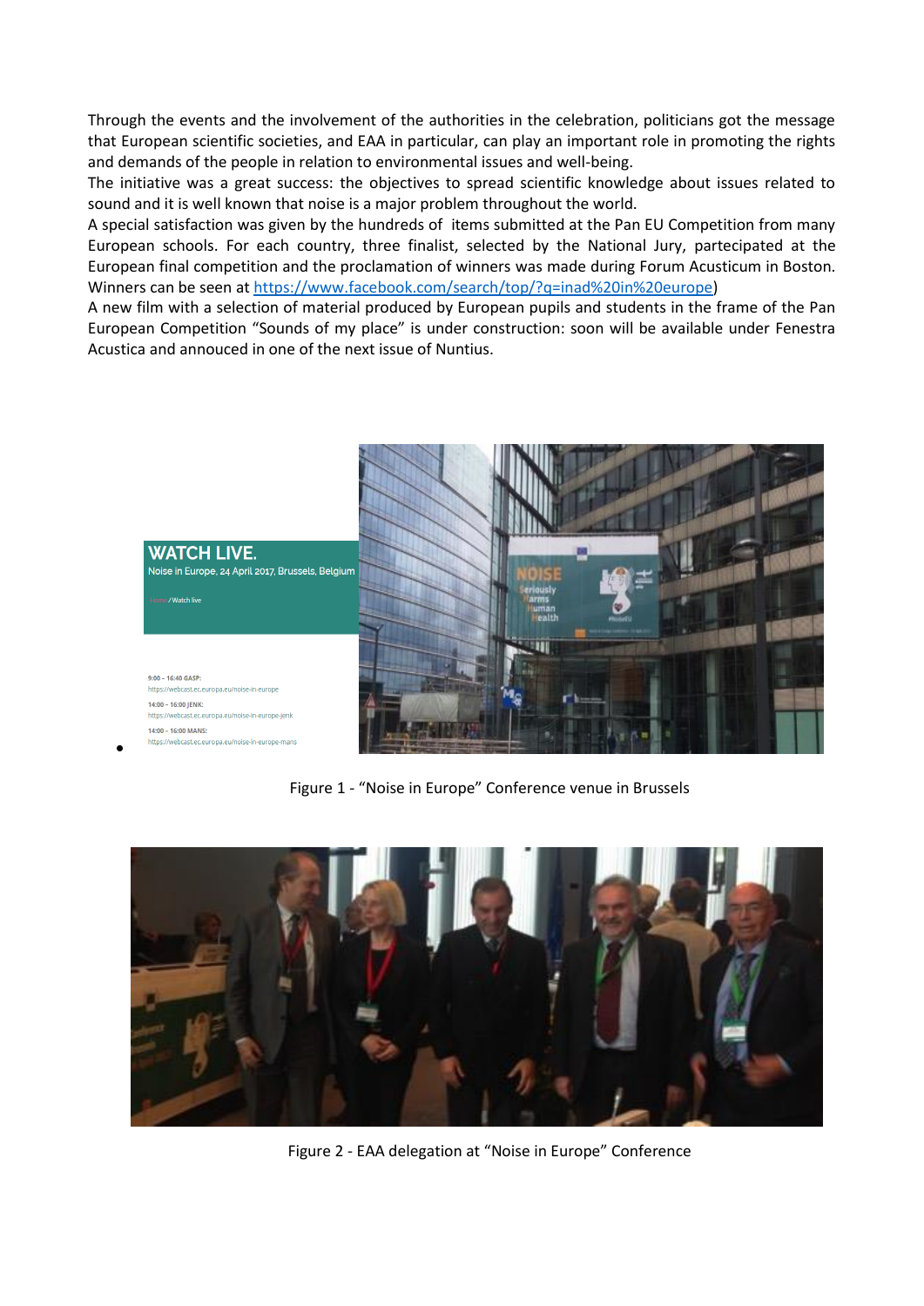Through the events and the involvement of the authorities in the celebration, politicians got the message that European scientific societies, and EAA in particular, can play an important role in promoting the rights and demands of the people in relation to environmental issues and well-being.

The initiative was a great success: the objectives to spread scientific knowledge about issues related to sound and it is well known that noise is a major problem throughout the world.

A special satisfaction was given by the hundreds of items submitted at the Pan EU Competition from many European schools. For each country, three finalist, selected by the National Jury, partecipated at the European final competition and the proclamation of winners was made during Forum Acusticum in Boston. Winners can be seen at [https://www.facebook.com/search/top/?q=inad%20in%20europe](https://www.facebook.com/search/top/?q=inad%20in%20europe))

A new film with a selection of material produced by European pupils and students in the frame of the Pan European Competition "Sounds of my place" is under construction: soon will be available under Fenestra Acustica and annouced in one of the next issue of Nuntius.

Figure 1 - "Noise in Europe" Conference venue in Brussels

Figure 2 - EAA delegation at "Noise in Europe" Conference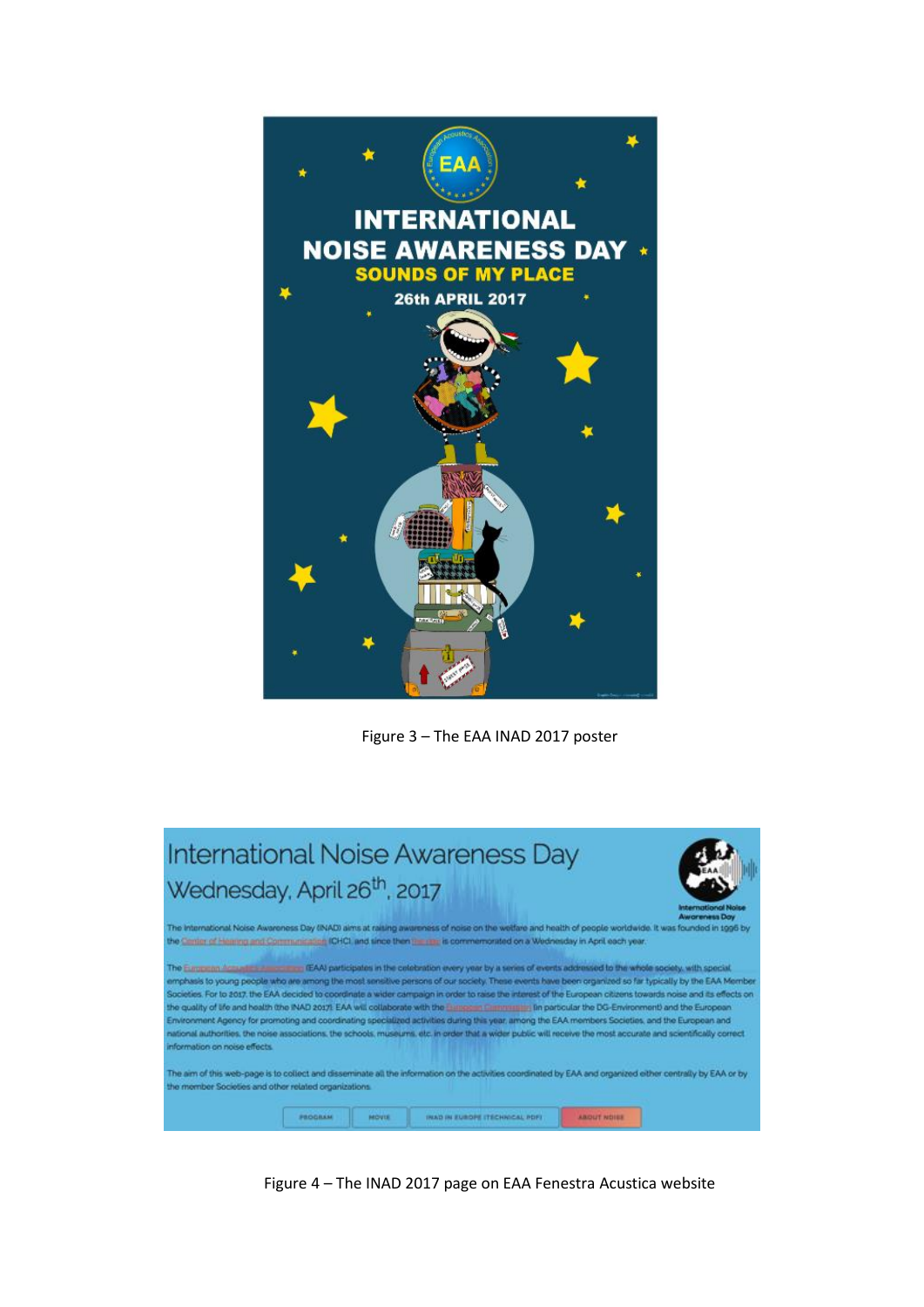Figure 3 – The EAA INAD 2017 poster

Figure 4 – The INAD 2017 page on EAA Fenestra Acustica website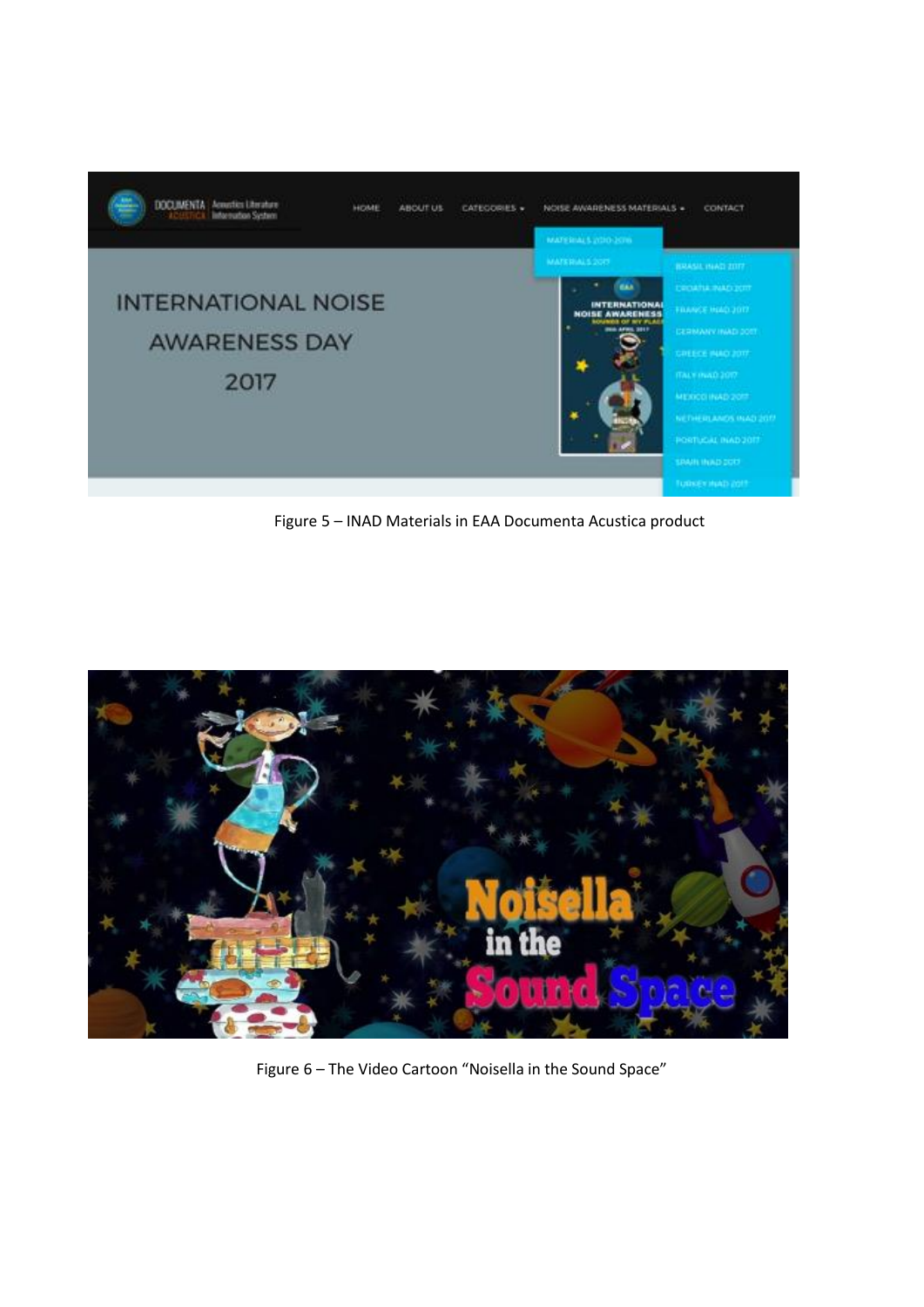Figure 5 – INAD Materials in EAA Documenta Acustica product

Figure 6 – The Video Cartoon "Noisella in the Sound Space"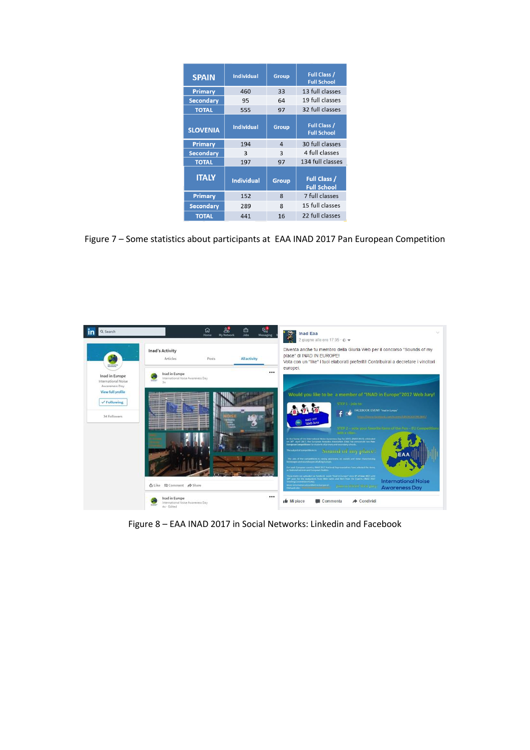| SPAIN | Individual | Group | Full Class / Full School |
|---|---|---|---|
| Primary | 460 | 33 | 13 full classes |
| Secondary | 95 | 64 | 19 full classes |
| TOTAL | 555 | 97 | 32 full classes |
| **SLOVENIA** | **Individual** | **Group** | **Full Class / Full School** |
| Primary | 194 | 4 | 30 full classes |
| Secondary | 3 | 3 | 4 full classes |
| TOTAL | 197 | 97 | 134 full classes |
| **ITALY** | **Individual** | **Group** | **Full Class / Full School** |
| Primary | 152 | 8 | 7 full classes |
| Secondary | 289 | 8 | 15 full classes |
| TOTAL | 441 | 16 | 22 full classes |

Figure 7 – Some statistics about participants at EAA INAD 2017 Pan European Competition

Figure 8 – EAA INAD 2017 in Social Networks: Linkedin and Facebook